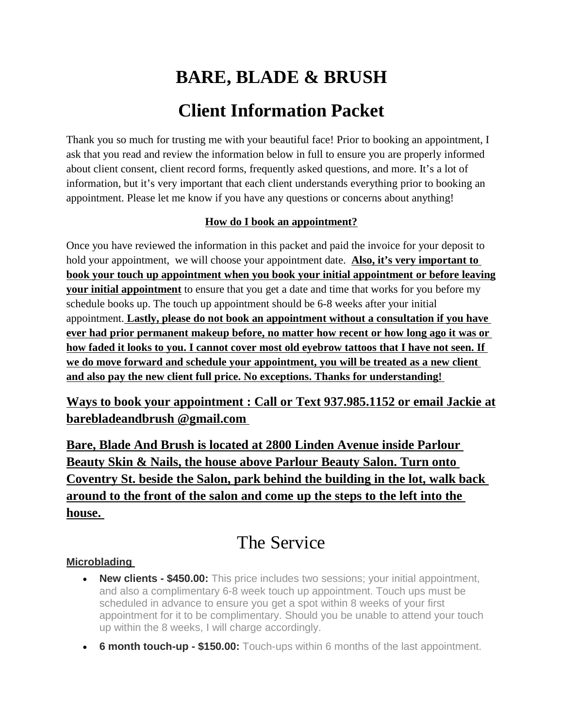# BARE, BLADE & BRUSH

# Client Information Packet

Thank you so much for trusting me with your beautiful face! Prior to booking an appointment, I ask that you read and review the information below in full to ensure you are properly informed about client consent, client record forms, frequently asked questions, and more. It's a lot of information, but it's very important that each client understands everything prior to booking an appointment. Please let me know if you have any questions or concerns about anything!

**How do I book an appointment?**

Once you have reviewed the information in this packet and paid the invoice for your deposit to hold your appointment, we will choose your appointment date. **Also, it's very important to book your touch up appointment when you book your initial appointment or before leaving your initial appointment** to ensure that you get a date and time that works for you before my schedule books up. The touch up appointment should be 6-8 weeks after your initial appointment. **Lastly, please do not book an appointment without a consultation if you have ever had prior permanent makeup before, no matter how recent or how long ago it was or how faded it looks to you. I cannot cover most old eyebrow tattoos that I have not seen. If we do move forward and schedule your appointment, you will be treated as a new client and also pay the new client full price. No exceptions. Thanks for understanding!**

**Ways to book your appointment : Call or Text 937.985.1152 or email Jackie at barebladeandbrush @gmail.com**

**Bare, Blade And Brush is located at 2800 Linden Avenue inside Parlour Beauty Skin & Nails, the house above Parlour Beauty Salon. Turn onto Coventry St. beside the Salon, park behind the building in the lot, walk back around to the front of the salon and come up the steps to the left into the house.**

## The Service

**Microblading**

- **New clients - $450.00:** This price includes two sessions; your initial appointment, and also a complimentary 6-8 week touch up appointment. Touch ups must be scheduled in advance to ensure you get a spot within 8 weeks of your first appointment for it to be complimentary. Should you be unable to attend your touch up within the 8 weeks, I will charge accordingly.
- **6 month touch-up - $150.00:** Touch-ups within 6 months of the last appointment.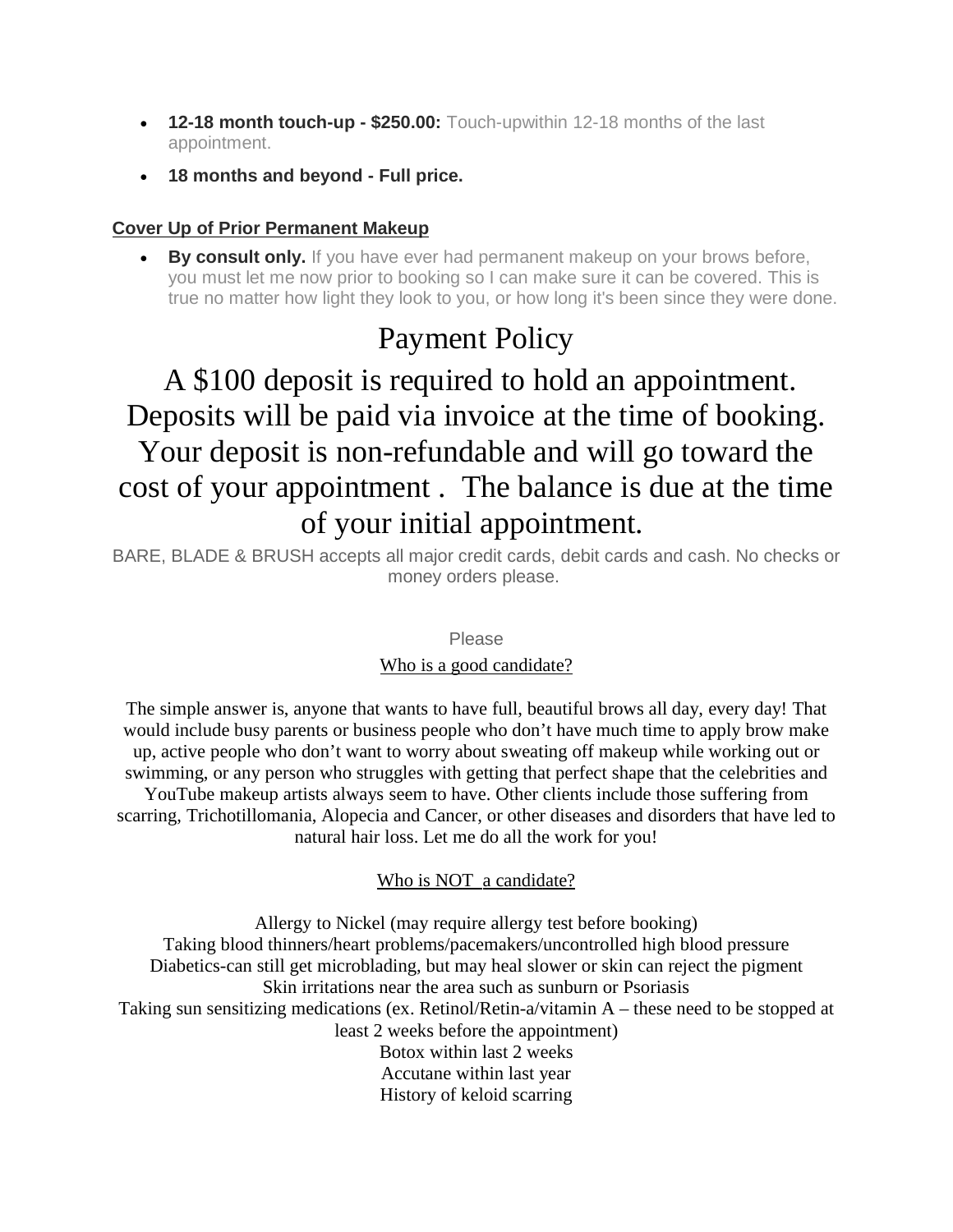- **12-18 month touch-up - $250.00:** Touch-upwithin 12-18 months of the last appointment.
- **18 months and beyond - Full price.**

**Cover Up of Prior Permanent Makeup**

- **By consult only.** If you have ever had permanent makeup on your brows before, you must let me now prior to booking so I can make sure it can be covered. This is true no matter how light they look to you, or how long it's been since they were done.

# Payment Policy

## A $100 deposit is required to hold an appointment. Deposits will be paid via invoice at the time of booking. Your deposit is non-refundable and will go toward the cost of your appointment . The balance is due at the time of your initial appointment.

BARE, BLADE & BRUSH accepts all major credit cards, debit cards and cash. No checks or money orders please.

Please

Who is a good candidate?

The simple answer is, anyone that wants to have full, beautiful brows all day, every day! That would include busy parents or business people who don't have much time to apply brow make up, active people who don't want to worry about sweating off makeup while working out or swimming, or any person who struggles with getting that perfect shape that the celebrities and YouTube makeup artists always seem to have. Other clients include those suffering from scarring, Trichotillomania, Alopecia and Cancer, or other diseases and disorders that have led to natural hair loss. Let me do all the work for you!

Who is NOT a candidate?

Allergy to Nickel (may require allergy test before booking)
Taking blood thinners/heart problems/pacemakers/uncontrolled high blood pressure
Diabetics-can still get microblading, but may heal slower or skin can reject the pigment
Skin irritations near the area such as sunburn or Psoriasis
Taking sun sensitizing medications (ex. Retinol/Retin-a/vitamin A – these need to be stopped at least 2 weeks before the appointment)
Botox within last 2 weeks
Accutane within last year
History of keloid scarring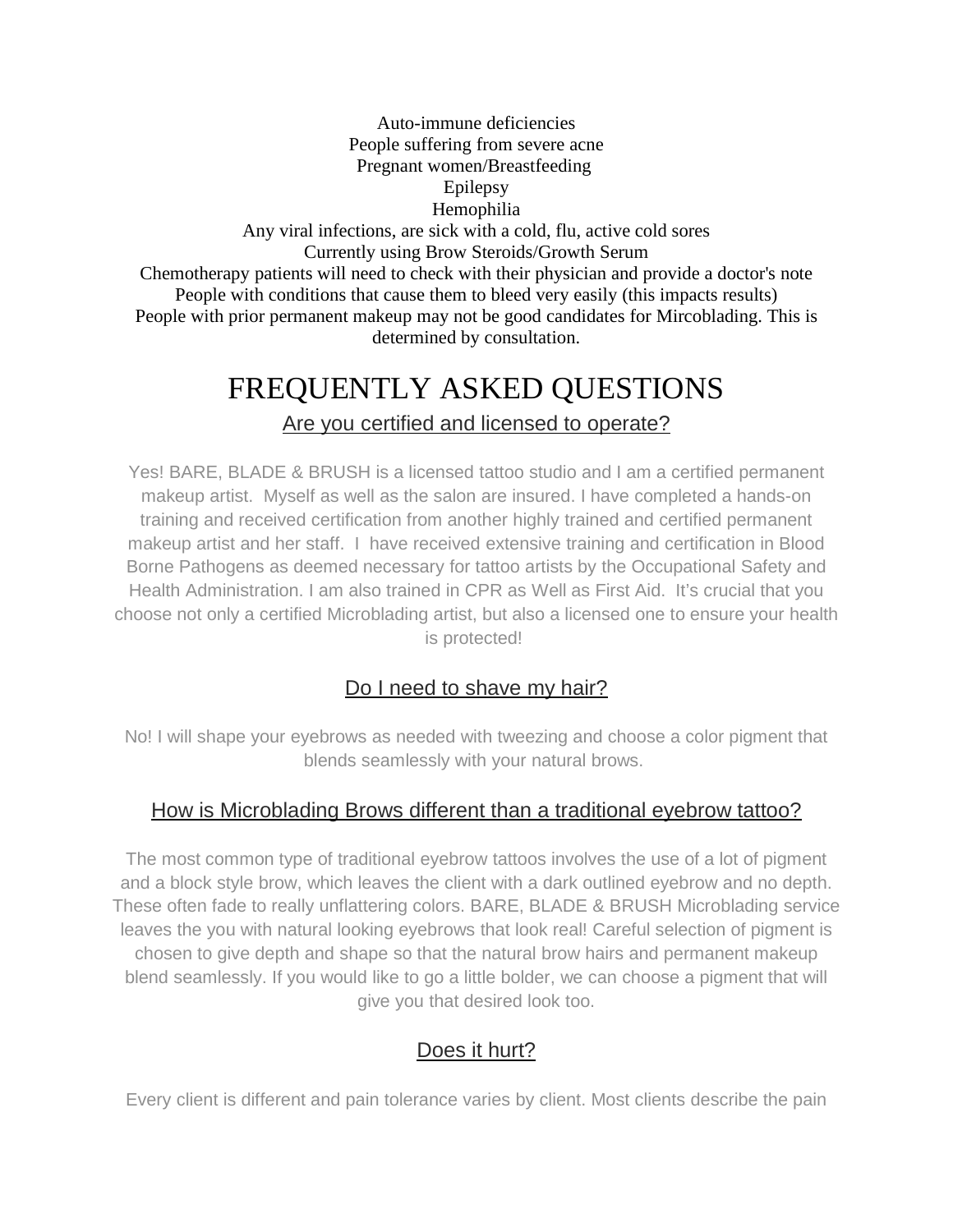Auto-immune deficiencies
People suffering from severe acne
Pregnant women/Breastfeeding
Epilepsy
Hemophilia
Any viral infections, are sick with a cold, flu, active cold sores
Currently using Brow Steroids/Growth Serum
Chemotherapy patients will need to check with their physician and provide a doctor's note
People with conditions that cause them to bleed very easily (this impacts results)
People with prior permanent makeup may not be good candidates for Mircoblading. This is determined by consultation.

# FREQUENTLY ASKED QUESTIONS

## Are you certified and licensed to operate?

Yes! BARE, BLADE & BRUSH is a licensed tattoo studio and I am a certified permanent makeup artist. Myself as well as the salon are insured. I have completed a hands-on training and received certification from another highly trained and certified permanent makeup artist and her staff. I have received extensive training and certification in Blood Borne Pathogens as deemed necessary for tattoo artists by the Occupational Safety and Health Administration. I am also trained in CPR as Well as First Aid. It's crucial that you choose not only a certified Microblading artist, but also a licensed one to ensure your health is protected!

## Do I need to shave my hair?

No! I will shape your eyebrows as needed with tweezing and choose a color pigment that blends seamlessly with your natural brows.

## How is Microblading Brows different than a traditional eyebrow tattoo?

The most common type of traditional eyebrow tattoos involves the use of a lot of pigment and a block style brow, which leaves the client with a dark outlined eyebrow and no depth. These often fade to really unflattering colors. BARE, BLADE & BRUSH Microblading service leaves the you with natural looking eyebrows that look real! Careful selection of pigment is chosen to give depth and shape so that the natural brow hairs and permanent makeup blend seamlessly. If you would like to go a little bolder, we can choose a pigment that will give you that desired look too.

## Does it hurt?

Every client is different and pain tolerance varies by client. Most clients describe the pain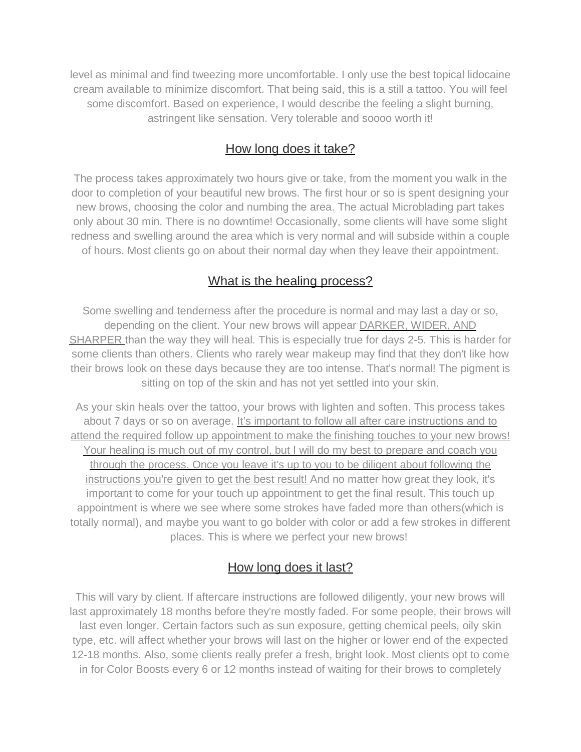level as minimal and find tweezing more uncomfortable. I only use the best topical lidocaine cream available to minimize discomfort. That being said, this is a still a tattoo. You will feel some discomfort. Based on experience, I would describe the feeling a slight burning, astringent like sensation. Very tolerable and soooo worth it!

## How long does it take?

The process takes approximately two hours give or take, from the moment you walk in the door to completion of your beautiful new brows. The first hour or so is spent designing your new brows, choosing the color and numbing the area. The actual Microblading part takes only about 30 min. There is no downtime! Occasionally, some clients will have some slight redness and swelling around the area which is very normal and will subside within a couple of hours. Most clients go on about their normal day when they leave their appointment.

## What is the healing process?

Some swelling and tenderness after the procedure is normal and may last a day or so, depending on the client. Your new brows will appear DARKER, WIDER, AND SHARPER than the way they will heal. This is especially true for days 2-5. This is harder for some clients than others. Clients who rarely wear makeup may find that they don't like how their brows look on these days because they are too intense. That's normal! The pigment is sitting on top of the skin and has not yet settled into your skin.

As your skin heals over the tattoo, your brows with lighten and soften. This process takes about 7 days or so on average. It's important to follow all after care instructions and to attend the required follow up appointment to make the finishing touches to your new brows! Your healing is much out of my control, but I will do my best to prepare and coach you through the process. Once you leave it's up to you to be diligent about following the instructions you're given to get the best result! And no matter how great they look, it's important to come for your touch up appointment to get the final result. This touch up appointment is where we see where some strokes have faded more than others(which is totally normal), and maybe you want to go bolder with color or add a few strokes in different places. This is where we perfect your new brows!

## How long does it last?

This will vary by client. If aftercare instructions are followed diligently, your new brows will last approximately 18 months before they're mostly faded. For some people, their brows will last even longer. Certain factors such as sun exposure, getting chemical peels, oily skin type, etc. will affect whether your brows will last on the higher or lower end of the expected 12-18 months. Also, some clients really prefer a fresh, bright look. Most clients opt to come in for Color Boosts every 6 or 12 months instead of waiting for their brows to completely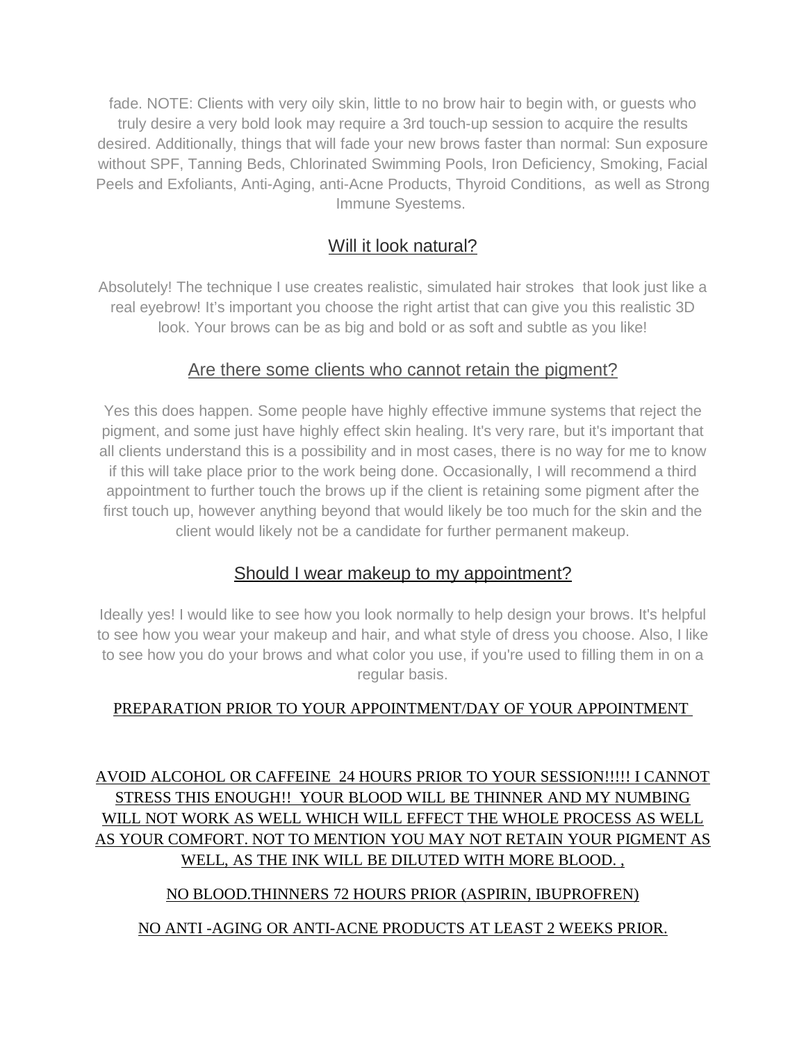fade. NOTE: Clients with very oily skin, little to no brow hair to begin with, or guests who truly desire a very bold look may require a 3rd touch-up session to acquire the results desired. Additionally, things that will fade your new brows faster than normal: Sun exposure without SPF, Tanning Beds, Chlorinated Swimming Pools, Iron Deficiency, Smoking, Facial Peels and Exfoliants, Anti-Aging, anti-Acne Products, Thyroid Conditions, as well as Strong Immune Syestems.

## Will it look natural?

Absolutely! The technique I use creates realistic, simulated hair strokes that look just like a real eyebrow! It's important you choose the right artist that can give you this realistic 3D look. Your brows can be as big and bold or as soft and subtle as you like!

## Are there some clients who cannot retain the pigment?

Yes this does happen. Some people have highly effective immune systems that reject the pigment, and some just have highly effect skin healing. It's very rare, but it's important that all clients understand this is a possibility and in most cases, there is no way for me to know if this will take place prior to the work being done. Occasionally, I will recommend a third appointment to further touch the brows up if the client is retaining some pigment after the first touch up, however anything beyond that would likely be too much for the skin and the client would likely not be a candidate for further permanent makeup.

## Should I wear makeup to my appointment?

Ideally yes! I would like to see how you look normally to help design your brows. It's helpful to see how you wear your makeup and hair, and what style of dress you choose. Also, I like to see how you do your brows and what color you use, if you're used to filling them in on a regular basis.

## PREPARATION PRIOR TO YOUR APPOINTMENT/DAY OF YOUR APPOINTMENT

AVOID ALCOHOL OR CAFFEINE 24 HOURS PRIOR TO YOUR SESSION!!!!! I CANNOT STRESS THIS ENOUGH!! YOUR BLOOD WILL BE THINNER AND MY NUMBING WILL NOT WORK AS WELL WHICH WILL EFFECT THE WHOLE PROCESS AS WELL AS YOUR COMFORT. NOT TO MENTION YOU MAY NOT RETAIN YOUR PIGMENT AS WELL, AS THE INK WILL BE DILUTED WITH MORE BLOOD. ,

NO BLOOD.THINNERS 72 HOURS PRIOR (ASPIRIN, IBUPROFREN)

NO ANTI -AGING OR ANTI-ACNE PRODUCTS AT LEAST 2 WEEKS PRIOR.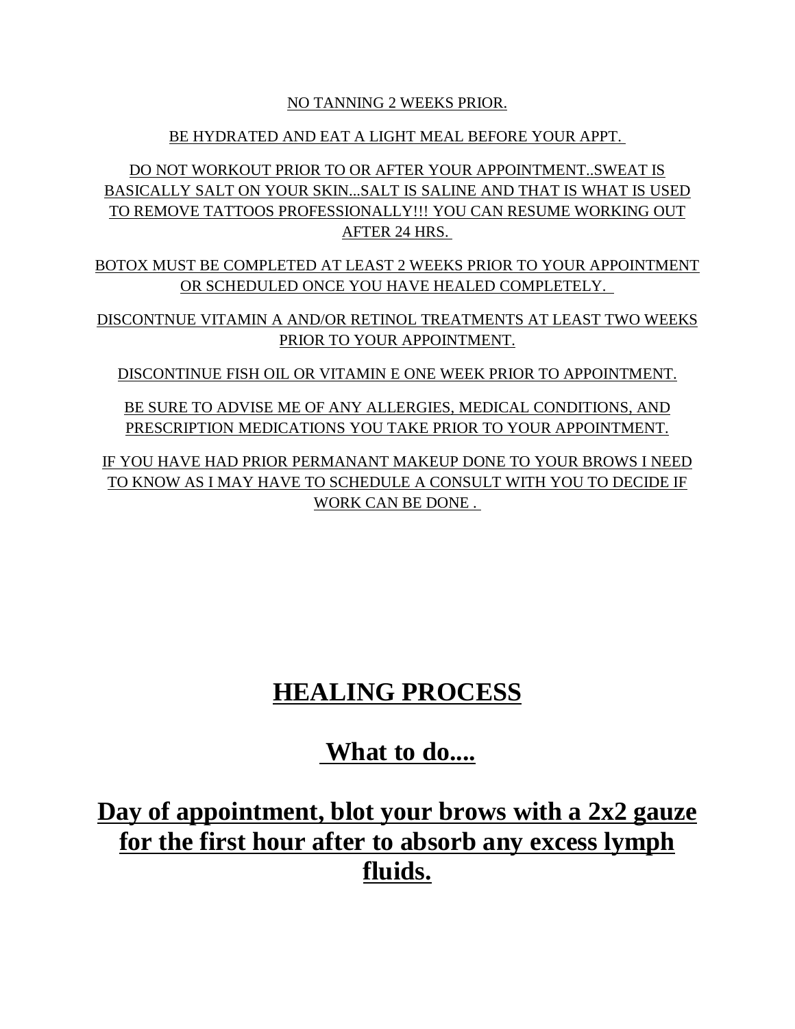NO TANNING 2 WEEKS PRIOR.

BE HYDRATED AND EAT A LIGHT MEAL BEFORE YOUR APPT.

DO NOT WORKOUT PRIOR TO OR AFTER YOUR APPOINTMENT..SWEAT IS BASICALLY SALT ON YOUR SKIN...SALT IS SALINE AND THAT IS WHAT IS USED TO REMOVE TATTOOS PROFESSIONALLY!!! YOU CAN RESUME WORKING OUT AFTER 24 HRS.

BOTOX MUST BE COMPLETED AT LEAST 2 WEEKS PRIOR TO YOUR APPOINTMENT OR SCHEDULED ONCE YOU HAVE HEALED COMPLETELY.

DISCONTNUE VITAMIN A AND/OR RETINOL TREATMENTS AT LEAST TWO WEEKS PRIOR TO YOUR APPOINTMENT.

DISCONTINUE FISH OIL OR VITAMIN E ONE WEEK PRIOR TO APPOINTMENT.

BE SURE TO ADVISE ME OF ANY ALLERGIES, MEDICAL CONDITIONS, AND PRESCRIPTION MEDICATIONS YOU TAKE PRIOR TO YOUR APPOINTMENT.

IF YOU HAVE HAD PRIOR PERMANANT MAKEUP DONE TO YOUR BROWS I NEED TO KNOW AS I MAY HAVE TO SCHEDULE A CONSULT WITH YOU TO DECIDE IF WORK CAN BE DONE .

# HEALING PROCESS

## What to do....

## Day of appointment, blot your brows with a 2x2 gauze for the first hour after to absorb any excess lymph fluids.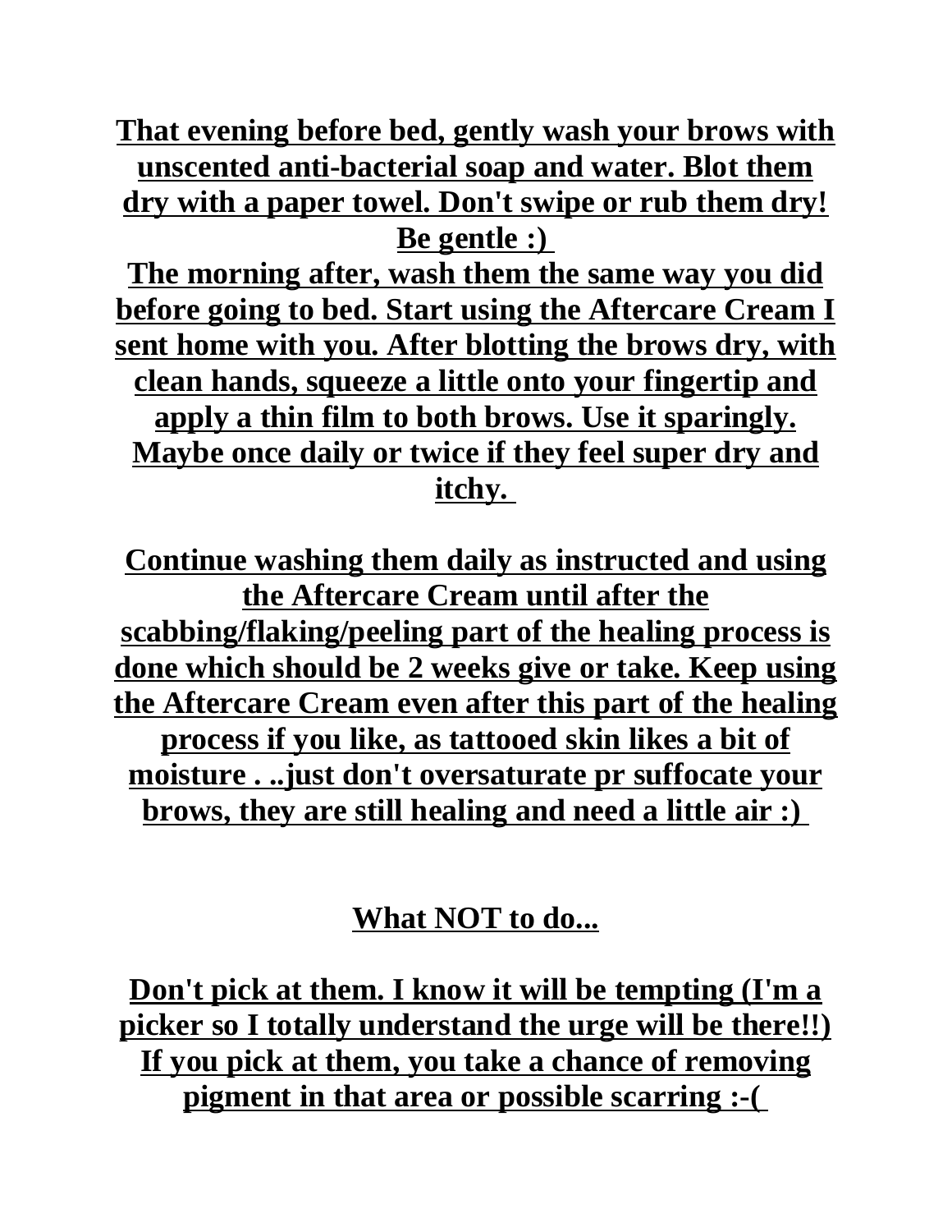**That evening before bed, gently wash your brows with unscented anti-bacterial soap and water. Blot them dry with a paper towel. Don't swipe or rub them dry! Be gentle :)**
**The morning after, wash them the same way you did before going to bed. Start using the Aftercare Cream I sent home with you. After blotting the brows dry, with clean hands, squeeze a little onto your fingertip and apply a thin film to both brows. Use it sparingly. Maybe once daily or twice if they feel super dry and itchy.**

**Continue washing them daily as instructed and using the Aftercare Cream until after the scabbing/flaking/peeling part of the healing process is done which should be 2 weeks give or take. Keep using the Aftercare Cream even after this part of the healing process if you like, as tattooed skin likes a bit of moisture . ..just don't oversaturate pr suffocate your brows, they are still healing and need a little air :)**

## What NOT to do...

**Don't pick at them. I know it will be tempting (I'm a picker so I totally understand the urge will be there!!) If you pick at them, you take a chance of removing pigment in that area or possible scarring :-(**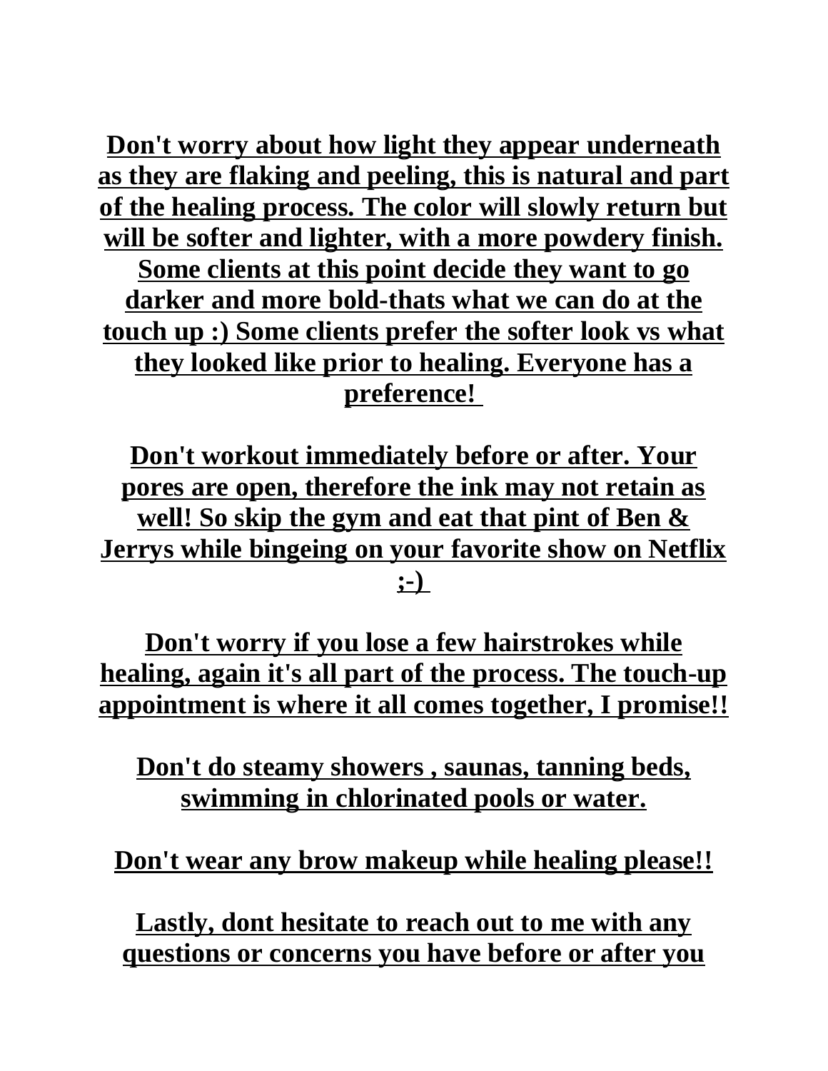**Don't worry about how light they appear underneath as they are flaking and peeling, this is natural and part of the healing process. The color will slowly return but will be softer and lighter, with a more powdery finish. Some clients at this point decide they want to go darker and more bold-thats what we can do at the touch up :) Some clients prefer the softer look vs what they looked like prior to healing. Everyone has a preference!**

**Don't workout immediately before or after. Your pores are open, therefore the ink may not retain as well! So skip the gym and eat that pint of Ben & Jerrys while bingeing on your favorite show on Netflix ;-)**

**Don't worry if you lose a few hairstrokes while healing, again it's all part of the process. The touch-up appointment is where it all comes together, I promise!!**

**Don't do steamy showers , saunas, tanning beds, swimming in chlorinated pools or water.**

**Don't wear any brow makeup while healing please!!**

**Lastly, dont hesitate to reach out to me with any questions or concerns you have before or after you**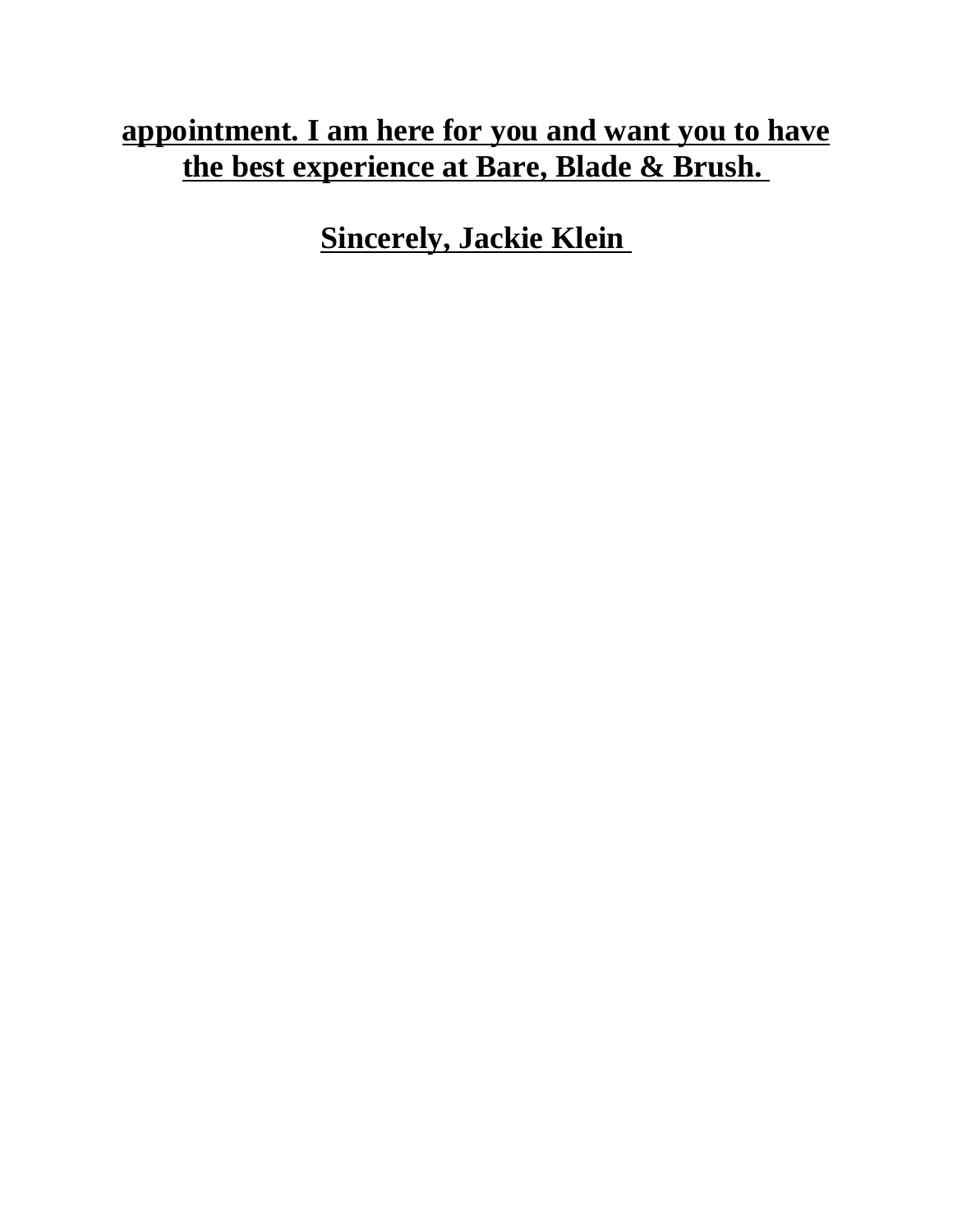**appointment. I am here for you and want you to have the best experience at Bare, Blade & Brush.**

**Sincerely, Jackie Klein**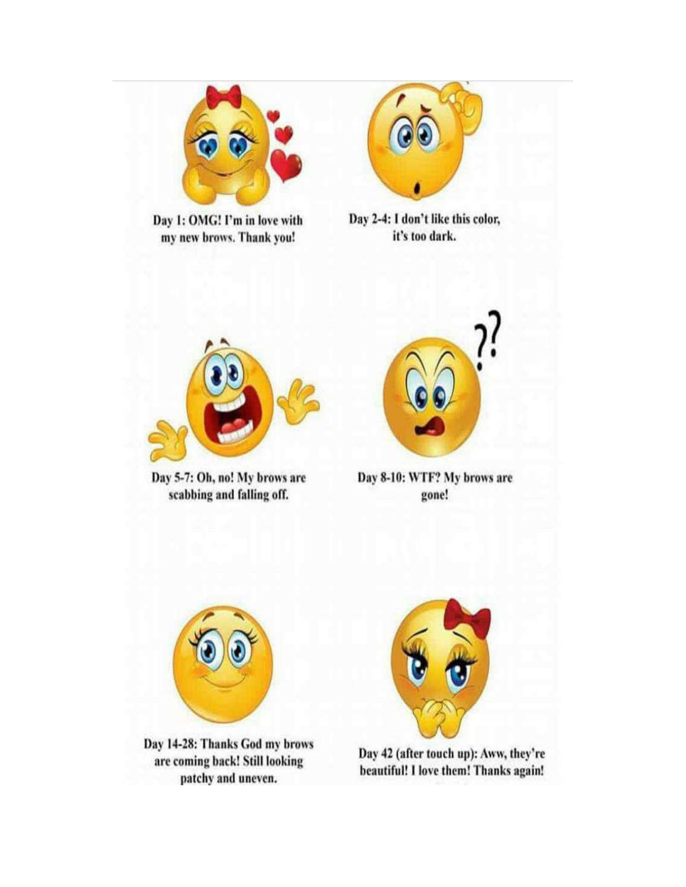Day 1: OMG! I'm in love with my new brows. Thank you!

Day 2-4: I don't like this color, it's too dark.

Day 5-7: Oh, no! My brows are scabbing and falling off.

Day 8-10: WTF? My brows are gone!

Day 14-28: Thanks God my brows are coming back! Still looking patchy and uneven.

Day 42 (after touch up): Aww, they're beautiful! I love them! Thanks again!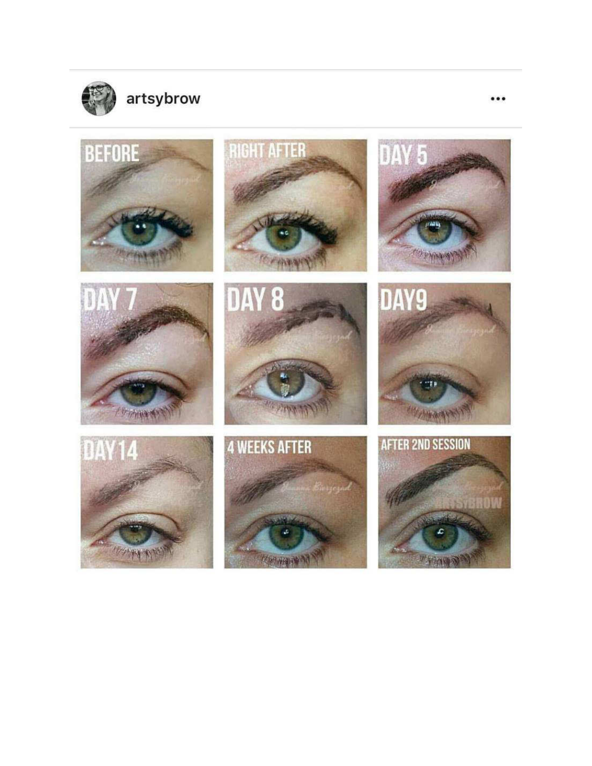artsybrow

BEFORE

RIGHT AFTER

DAY 5

DAY 7

DAY 8

DAY9

DAY 14

4 WEEKS AFTER

AFTER 2ND SESSION